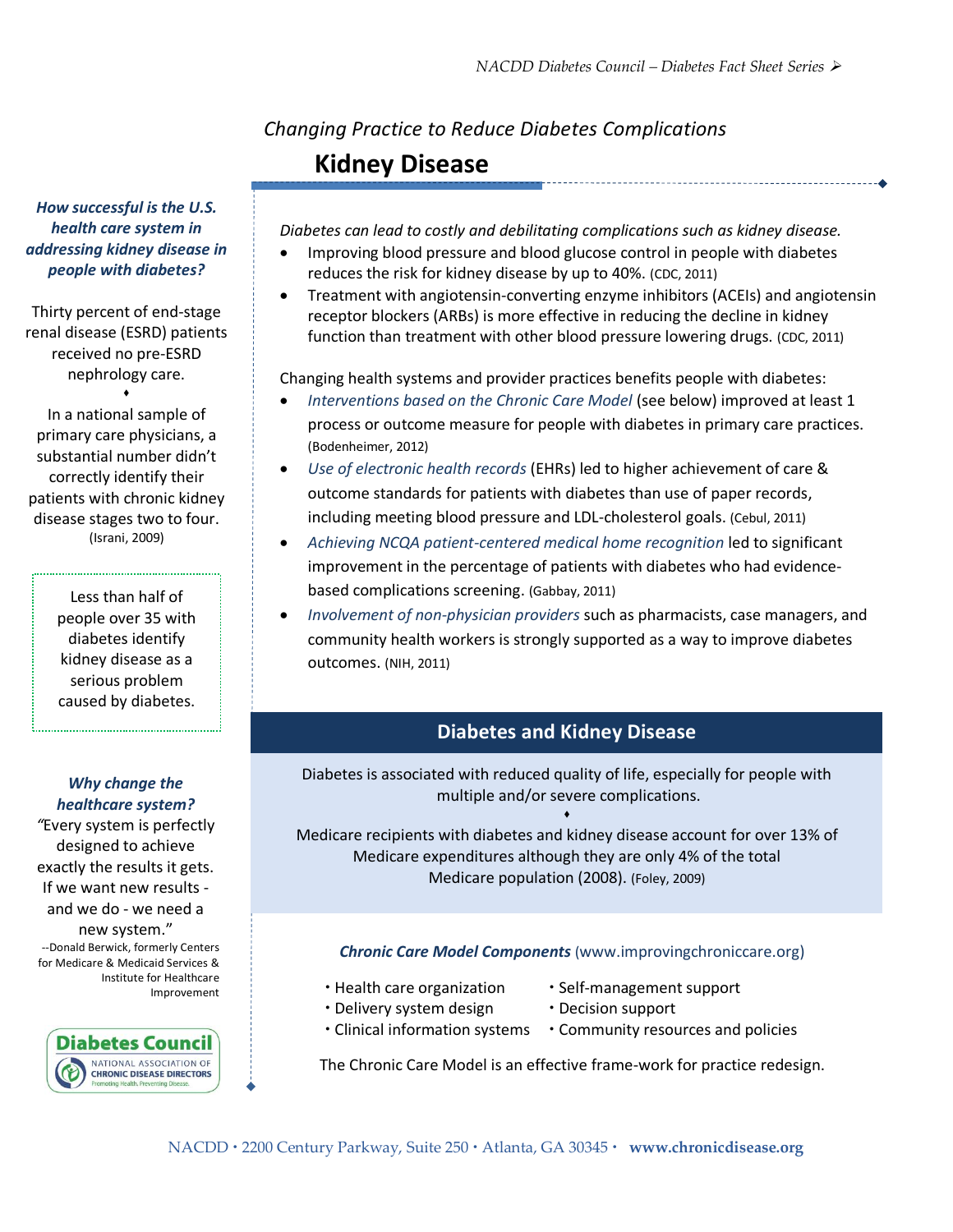*Changing Practice to Reduce Diabetes Complications*

# Kidney Disease

***How successful is the U.S. health care system in addressing kidney disease in people with diabetes?***

Thirty percent of end-stage renal disease (ESRD) patients received no pre-ESRD nephrology care.

♦

In a national sample of primary care physicians, a substantial number didn't correctly identify their patients with chronic kidney disease stages two to four. (Israni, 2009)

Less than half of people over 35 with diabetes identify kidney disease as a serious problem caused by diabetes.

***Why change the healthcare system?***

"Every system is perfectly designed to achieve exactly the results it gets. If we want new results - and we do - we need a new system."

--Donald Berwick, formerly Centers for Medicare & Medicaid Services & Institute for Healthcare Improvement

*Diabetes can lead to costly and debilitating complications such as kidney disease.*

- Improving blood pressure and blood glucose control in people with diabetes reduces the risk for kidney disease by up to 40%. (CDC, 2011)
- Treatment with angiotensin-converting enzyme inhibitors (ACEIs) and angiotensin receptor blockers (ARBs) is more effective in reducing the decline in kidney function than treatment with other blood pressure lowering drugs. (CDC, 2011)

Changing health systems and provider practices benefits people with diabetes:

- *Interventions based on the Chronic Care Model* (see below) improved at least 1 process or outcome measure for people with diabetes in primary care practices. (Bodenheimer, 2012)
- *Use of electronic health records* (EHRs) led to higher achievement of care & outcome standards for patients with diabetes than use of paper records, including meeting blood pressure and LDL-cholesterol goals. (Cebul, 2011)
- *Achieving NCQA patient-centered medical home recognition* led to significant improvement in the percentage of patients with diabetes who had evidence-based complications screening. (Gabbay, 2011)
- *Involvement of non-physician providers* such as pharmacists, case managers, and community health workers is strongly supported as a way to improve diabetes outcomes. (NIH, 2011)

## Diabetes and Kidney Disease

Diabetes is associated with reduced quality of life, especially for people with multiple and/or severe complications.

♦

Medicare recipients with diabetes and kidney disease account for over 13% of Medicare expenditures although they are only 4% of the total Medicare population (2008). (Foley, 2009)

***Chronic Care Model Components*** (www.improvingchroniccare.org)

- Health care organization
- Delivery system design
- Clinical information systems
- Self-management support
- Decision support
- Community resources and policies

The Chronic Care Model is an effective frame-work for practice redesign.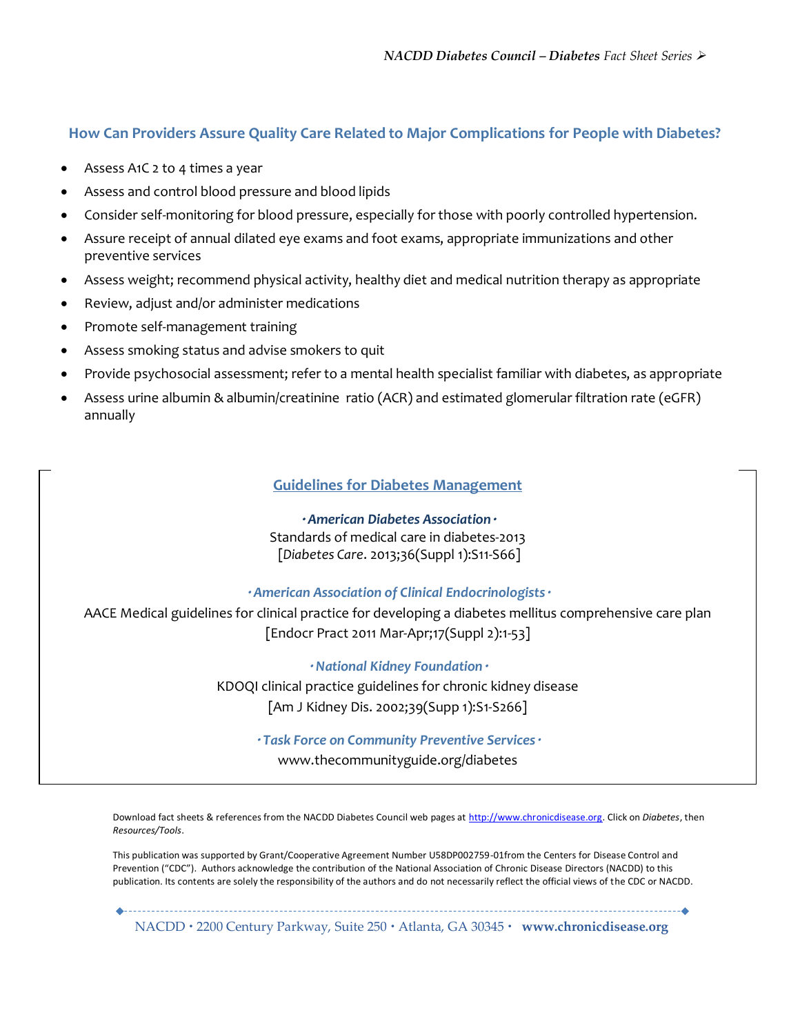## How Can Providers Assure Quality Care Related to Major Complications for People with Diabetes?

- Assess A1C 2 to 4 times a year
- Assess and control blood pressure and blood lipids
- Consider self-monitoring for blood pressure, especially for those with poorly controlled hypertension.
- Assure receipt of annual dilated eye exams and foot exams, appropriate immunizations and other preventive services
- Assess weight; recommend physical activity, healthy diet and medical nutrition therapy as appropriate
- Review, adjust and/or administer medications
- Promote self-management training
- Assess smoking status and advise smokers to quit
- Provide psychosocial assessment; refer to a mental health specialist familiar with diabetes, as appropriate
- Assess urine albumin & albumin/creatinine ratio (ACR) and estimated glomerular filtration rate (eGFR) annually

### Guidelines for Diabetes Management

***· American Diabetes Association ·***
Standards of medical care in diabetes-2013
[*Diabetes Care*. 2013;36(Suppl 1):S11-S66]

***· American Association of Clinical Endocrinologists ·***
AACE Medical guidelines for clinical practice for developing a diabetes mellitus comprehensive care plan
[Endocr Pract 2011 Mar-Apr;17(Suppl 2):1-53]

***· National Kidney Foundation ·***
KDOQI clinical practice guidelines for chronic kidney disease
[Am J Kidney Dis. 2002;39(Supp 1):S1-S266]

***· Task Force on Community Preventive Services ·***
www.thecommunityguide.org/diabetes

Download fact sheets & references from the NACDD Diabetes Council web pages at http://www.chronicdisease.org. Click on *Diabetes*, then *Resources/Tools*.

This publication was supported by Grant/Cooperative Agreement Number U58DP002759-01from the Centers for Disease Control and Prevention ("CDC"). Authors acknowledge the contribution of the National Association of Chronic Disease Directors (NACDD) to this publication. Its contents are solely the responsibility of the authors and do not necessarily reflect the official views of the CDC or NACDD.

NACDD · 2200 Century Parkway, Suite 250 · Atlanta, GA 30345 · **www.chronicdisease.org**